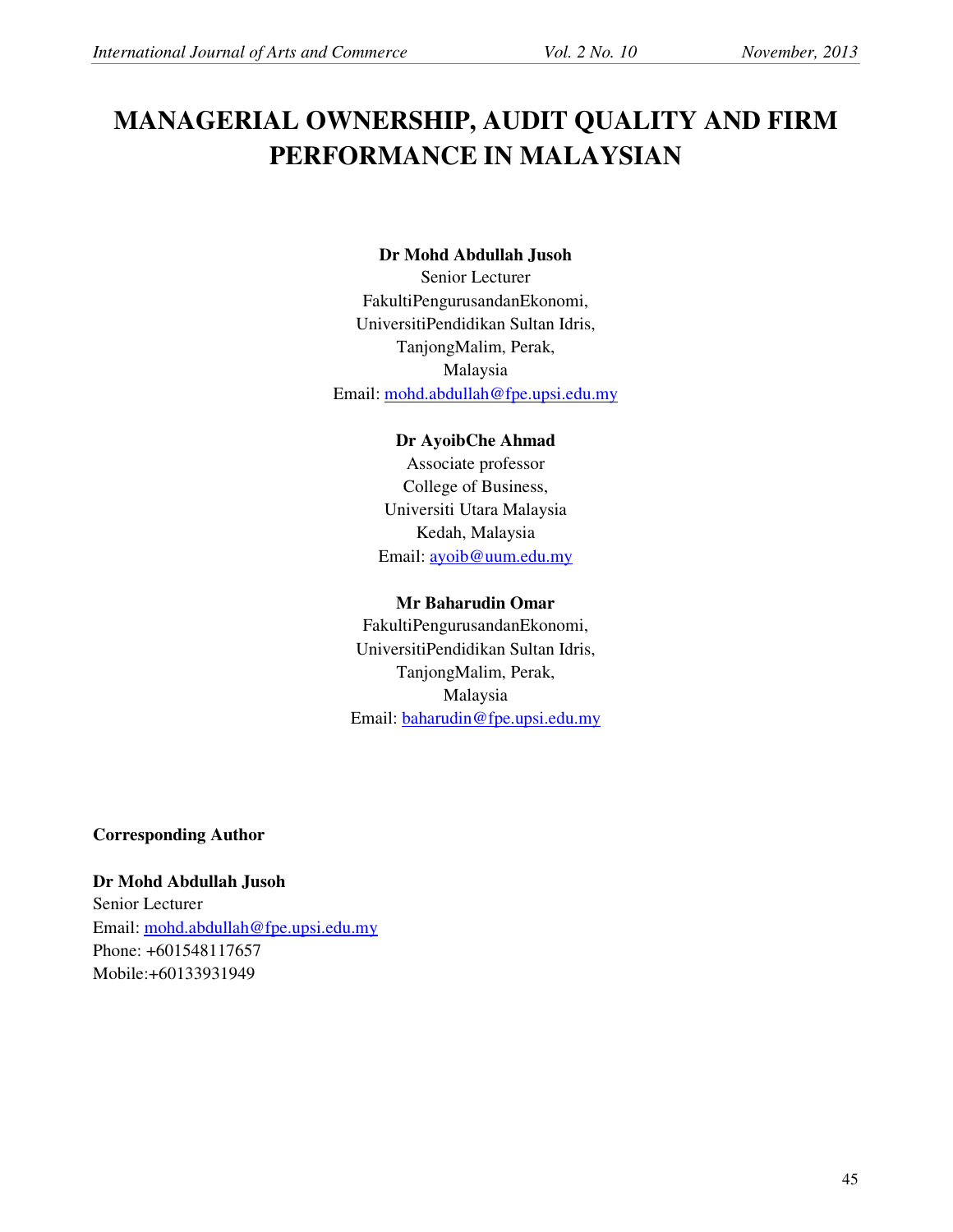# MANAGERIAL OWNERSHIP, AUDIT QUALITY AND FIRM PERFORMANCE IN MALAYSIAN

**Dr Mohd Abdullah Jusoh**
Senior Lecturer
FakultiPengurusandanEkonomi,
UniversitiPendidikan Sultan Idris,
TanjongMalim, Perak,
Malaysia
Email: mohd.abdullah@fpe.upsi.edu.my

**Dr AyoibChe Ahmad**
Associate professor
College of Business,
Universiti Utara Malaysia
Kedah, Malaysia
Email: ayoib@uum.edu.my

**Mr Baharudin Omar**
FakultiPengurusandanEkonomi,
UniversitiPendidikan Sultan Idris,
TanjongMalim, Perak,
Malaysia
Email: baharudin@fpe.upsi.edu.my

**Corresponding Author**

**Dr Mohd Abdullah Jusoh**
Senior Lecturer
Email: mohd.abdullah@fpe.upsi.edu.my
Phone: +601548117657
Mobile:+60133931949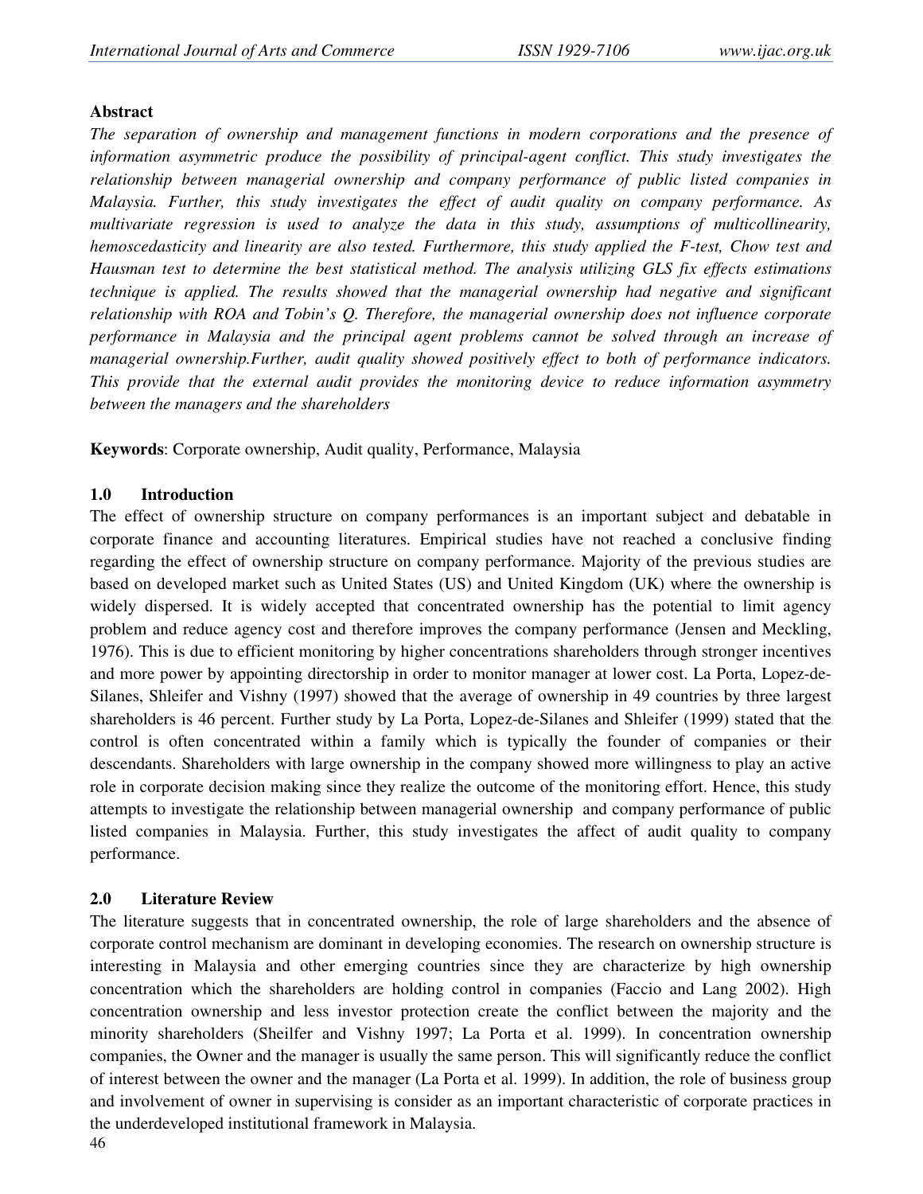**Abstract**

*The separation of ownership and management functions in modern corporations and the presence of information asymmetric produce the possibility of principal-agent conflict. This study investigates the relationship between managerial ownership and company performance of public listed companies in Malaysia. Further, this study investigates the effect of audit quality on company performance. As multivariate regression is used to analyze the data in this study, assumptions of multicollinearity, hemoscedasticity and linearity are also tested. Furthermore, this study applied the F-test, Chow test and Hausman test to determine the best statistical method. The analysis utilizing GLS fix effects estimations technique is applied. The results showed that the managerial ownership had negative and significant relationship with ROA and Tobin's Q. Therefore, the managerial ownership does not influence corporate performance in Malaysia and the principal agent problems cannot be solved through an increase of managerial ownership.Further, audit quality showed positively effect to both of performance indicators. This provide that the external audit provides the monitoring device to reduce information asymmetry between the managers and the shareholders*

**Keywords**: Corporate ownership, Audit quality, Performance, Malaysia

## 1.0 Introduction

The effect of ownership structure on company performances is an important subject and debatable in corporate finance and accounting literatures. Empirical studies have not reached a conclusive finding regarding the effect of ownership structure on company performance. Majority of the previous studies are based on developed market such as United States (US) and United Kingdom (UK) where the ownership is widely dispersed. It is widely accepted that concentrated ownership has the potential to limit agency problem and reduce agency cost and therefore improves the company performance (Jensen and Meckling, 1976). This is due to efficient monitoring by higher concentrations shareholders through stronger incentives and more power by appointing directorship in order to monitor manager at lower cost. La Porta, Lopez-de-Silanes, Shleifer and Vishny (1997) showed that the average of ownership in 49 countries by three largest shareholders is 46 percent. Further study by La Porta, Lopez-de-Silanes and Shleifer (1999) stated that the control is often concentrated within a family which is typically the founder of companies or their descendants. Shareholders with large ownership in the company showed more willingness to play an active role in corporate decision making since they realize the outcome of the monitoring effort. Hence, this study attempts to investigate the relationship between managerial ownership and company performance of public listed companies in Malaysia. Further, this study investigates the affect of audit quality to company performance.

## 2.0 Literature Review

The literature suggests that in concentrated ownership, the role of large shareholders and the absence of corporate control mechanism are dominant in developing economies. The research on ownership structure is interesting in Malaysia and other emerging countries since they are characterize by high ownership concentration which the shareholders are holding control in companies (Faccio and Lang 2002). High concentration ownership and less investor protection create the conflict between the majority and the minority shareholders (Sheilfer and Vishny 1997; La Porta et al. 1999). In concentration ownership companies, the Owner and the manager is usually the same person. This will significantly reduce the conflict of interest between the owner and the manager (La Porta et al. 1999). In addition, the role of business group and involvement of owner in supervising is consider as an important characteristic of corporate practices in the underdeveloped institutional framework in Malaysia.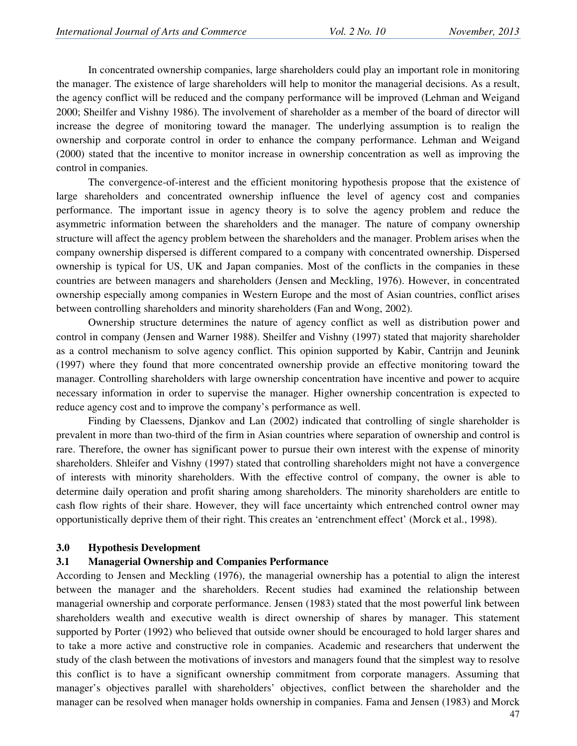In concentrated ownership companies, large shareholders could play an important role in monitoring the manager. The existence of large shareholders will help to monitor the managerial decisions. As a result, the agency conflict will be reduced and the company performance will be improved (Lehman and Weigand 2000; Sheilfer and Vishny 1986). The involvement of shareholder as a member of the board of director will increase the degree of monitoring toward the manager. The underlying assumption is to realign the ownership and corporate control in order to enhance the company performance. Lehman and Weigand (2000) stated that the incentive to monitor increase in ownership concentration as well as improving the control in companies.

The convergence-of-interest and the efficient monitoring hypothesis propose that the existence of large shareholders and concentrated ownership influence the level of agency cost and companies performance. The important issue in agency theory is to solve the agency problem and reduce the asymmetric information between the shareholders and the manager. The nature of company ownership structure will affect the agency problem between the shareholders and the manager. Problem arises when the company ownership dispersed is different compared to a company with concentrated ownership. Dispersed ownership is typical for US, UK and Japan companies. Most of the conflicts in the companies in these countries are between managers and shareholders (Jensen and Meckling, 1976). However, in concentrated ownership especially among companies in Western Europe and the most of Asian countries, conflict arises between controlling shareholders and minority shareholders (Fan and Wong, 2002).

Ownership structure determines the nature of agency conflict as well as distribution power and control in company (Jensen and Warner 1988). Sheilfer and Vishny (1997) stated that majority shareholder as a control mechanism to solve agency conflict. This opinion supported by Kabir, Cantrijn and Jeunink (1997) where they found that more concentrated ownership provide an effective monitoring toward the manager. Controlling shareholders with large ownership concentration have incentive and power to acquire necessary information in order to supervise the manager. Higher ownership concentration is expected to reduce agency cost and to improve the company's performance as well.

Finding by Claessens, Djankov and Lan (2002) indicated that controlling of single shareholder is prevalent in more than two-third of the firm in Asian countries where separation of ownership and control is rare. Therefore, the owner has significant power to pursue their own interest with the expense of minority shareholders. Shleifer and Vishny (1997) stated that controlling shareholders might not have a convergence of interests with minority shareholders. With the effective control of company, the owner is able to determine daily operation and profit sharing among shareholders. The minority shareholders are entitle to cash flow rights of their share. However, they will face uncertainty which entrenched control owner may opportunistically deprive them of their right. This creates an 'entrenchment effect' (Morck et al., 1998).

## 3.0 Hypothesis Development

### 3.1 Managerial Ownership and Companies Performance

According to Jensen and Meckling (1976), the managerial ownership has a potential to align the interest between the manager and the shareholders. Recent studies had examined the relationship between managerial ownership and corporate performance. Jensen (1983) stated that the most powerful link between shareholders wealth and executive wealth is direct ownership of shares by manager. This statement supported by Porter (1992) who believed that outside owner should be encouraged to hold larger shares and to take a more active and constructive role in companies. Academic and researchers that underwent the study of the clash between the motivations of investors and managers found that the simplest way to resolve this conflict is to have a significant ownership commitment from corporate managers. Assuming that manager's objectives parallel with shareholders' objectives, conflict between the shareholder and the manager can be resolved when manager holds ownership in companies. Fama and Jensen (1983) and Morck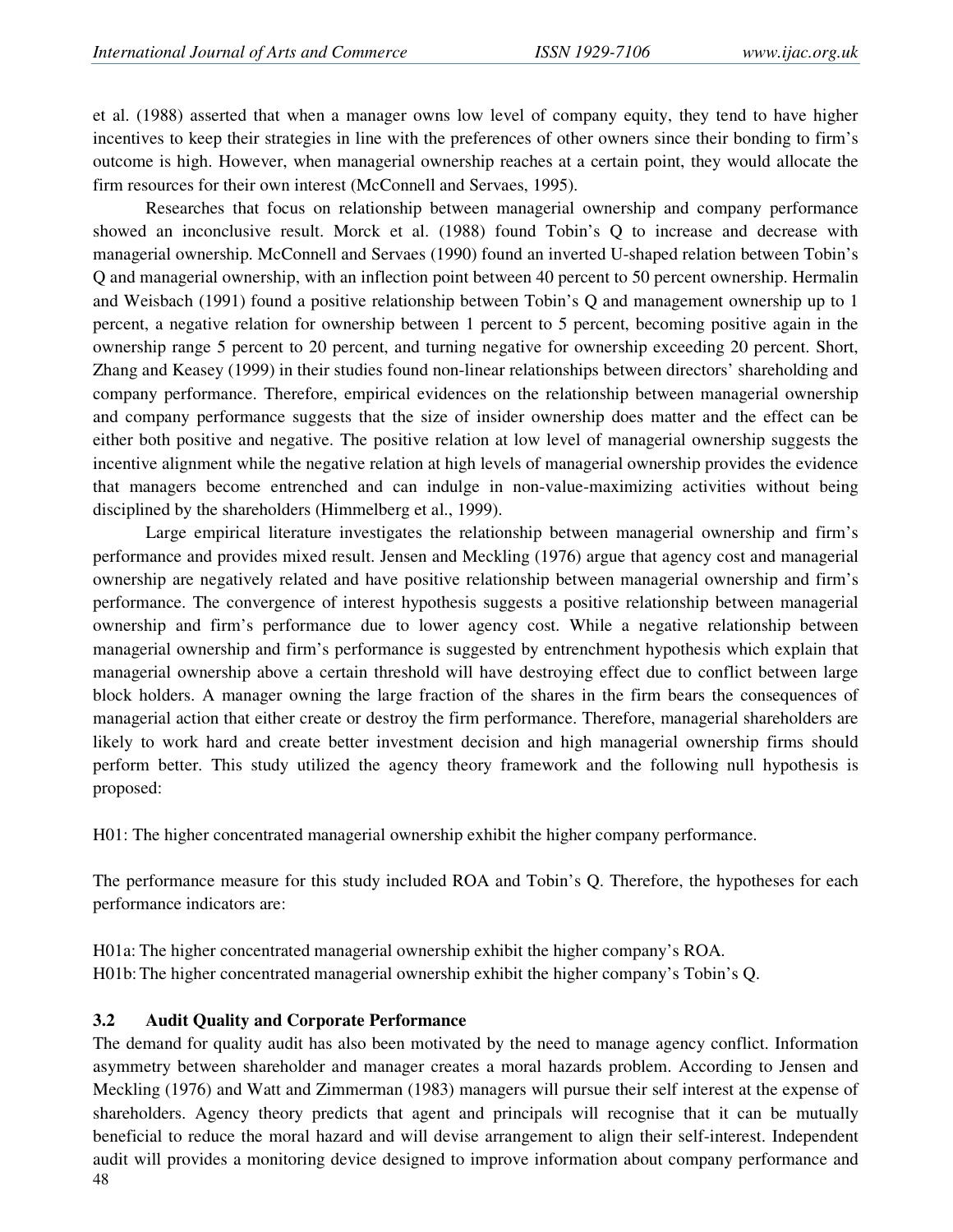et al. (1988) asserted that when a manager owns low level of company equity, they tend to have higher incentives to keep their strategies in line with the preferences of other owners since their bonding to firm's outcome is high. However, when managerial ownership reaches at a certain point, they would allocate the firm resources for their own interest (McConnell and Servaes, 1995).

Researches that focus on relationship between managerial ownership and company performance showed an inconclusive result. Morck et al. (1988) found Tobin's Q to increase and decrease with managerial ownership. McConnell and Servaes (1990) found an inverted U-shaped relation between Tobin's Q and managerial ownership, with an inflection point between 40 percent to 50 percent ownership. Hermalin and Weisbach (1991) found a positive relationship between Tobin's Q and management ownership up to 1 percent, a negative relation for ownership between 1 percent to 5 percent, becoming positive again in the ownership range 5 percent to 20 percent, and turning negative for ownership exceeding 20 percent. Short, Zhang and Keasey (1999) in their studies found non-linear relationships between directors' shareholding and company performance. Therefore, empirical evidences on the relationship between managerial ownership and company performance suggests that the size of insider ownership does matter and the effect can be either both positive and negative. The positive relation at low level of managerial ownership suggests the incentive alignment while the negative relation at high levels of managerial ownership provides the evidence that managers become entrenched and can indulge in non-value-maximizing activities without being disciplined by the shareholders (Himmelberg et al., 1999).

Large empirical literature investigates the relationship between managerial ownership and firm's performance and provides mixed result. Jensen and Meckling (1976) argue that agency cost and managerial ownership are negatively related and have positive relationship between managerial ownership and firm's performance. The convergence of interest hypothesis suggests a positive relationship between managerial ownership and firm's performance due to lower agency cost. While a negative relationship between managerial ownership and firm's performance is suggested by entrenchment hypothesis which explain that managerial ownership above a certain threshold will have destroying effect due to conflict between large block holders. A manager owning the large fraction of the shares in the firm bears the consequences of managerial action that either create or destroy the firm performance. Therefore, managerial shareholders are likely to work hard and create better investment decision and high managerial ownership firms should perform better. This study utilized the agency theory framework and the following null hypothesis is proposed:

H01: The higher concentrated managerial ownership exhibit the higher company performance.

The performance measure for this study included ROA and Tobin's Q. Therefore, the hypotheses for each performance indicators are:

H01a: The higher concentrated managerial ownership exhibit the higher company's ROA.
H01b: The higher concentrated managerial ownership exhibit the higher company's Tobin's Q.

### 3.2 Audit Quality and Corporate Performance

The demand for quality audit has also been motivated by the need to manage agency conflict. Information asymmetry between shareholder and manager creates a moral hazards problem. According to Jensen and Meckling (1976) and Watt and Zimmerman (1983) managers will pursue their self interest at the expense of shareholders. Agency theory predicts that agent and principals will recognise that it can be mutually beneficial to reduce the moral hazard and will devise arrangement to align their self-interest. Independent audit will provides a monitoring device designed to improve information about company performance and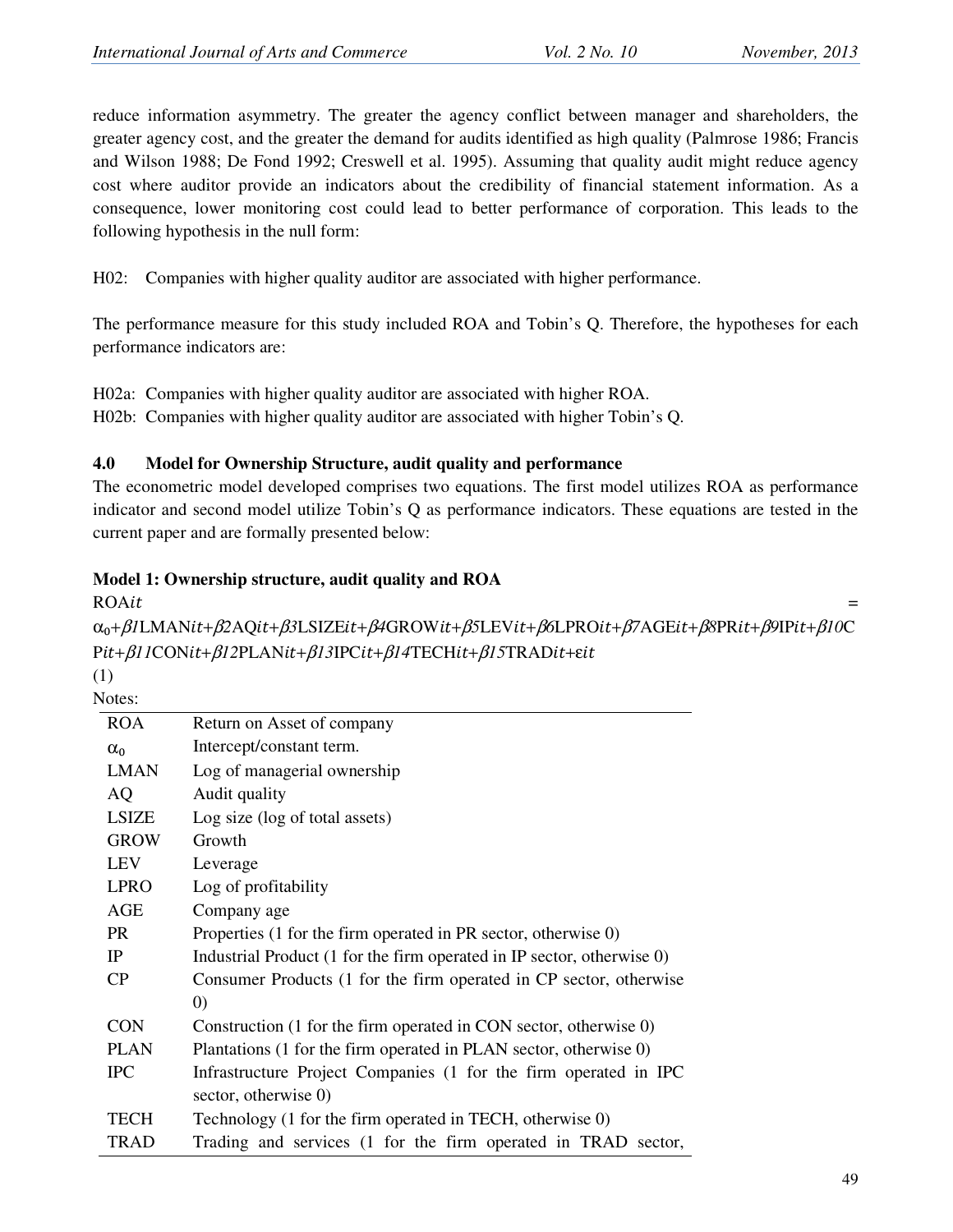reduce information asymmetry. The greater the agency conflict between manager and shareholders, the greater agency cost, and the greater the demand for audits identified as high quality (Palmrose 1986; Francis and Wilson 1988; De Fond 1992; Creswell et al. 1995). Assuming that quality audit might reduce agency cost where auditor provide an indicators about the credibility of financial statement information. As a consequence, lower monitoring cost could lead to better performance of corporation. This leads to the following hypothesis in the null form:

H02: Companies with higher quality auditor are associated with higher performance.

The performance measure for this study included ROA and Tobin's Q. Therefore, the hypotheses for each performance indicators are:

H02a: Companies with higher quality auditor are associated with higher ROA.
H02b: Companies with higher quality auditor are associated with higher Tobin's Q.

## 4.0 Model for Ownership Structure, audit quality and performance

The econometric model developed comprises two equations. The first model utilizes ROA as performance indicator and second model utilize Tobin's Q as performance indicators. These equations are tested in the current paper and are formally presented below:

**Model 1: Ownership structure, audit quality and ROA**

$$ROA_{it} = \alpha_0 + \beta_1 LMAN_{it} + \beta_2 AQ_{it} + \beta_3 LSIZE_{it} + \beta_4 GROW_{it} + \beta_5 LEV_{it} + \beta_6 LPRO_{it} + \beta_7 AGE_{it} + \beta_8 PR_{it} + \beta_9 IP_{it} + \beta_{10} CP_{it} + \beta_{11} CON_{it} + \beta_{12} PLAN_{it} + \beta_{13} IPC_{it} + \beta_{14} TECH_{it} + \beta_{15} TRAD_{it} + \varepsilon_{it} \quad (1)$$

Notes:

| | |
|---|---|
| ROA | Return on Asset of company |
| $\alpha_0$ | Intercept/constant term. |
| LMAN | Log of managerial ownership |
| AQ | Audit quality |
| LSIZE | Log size (log of total assets) |
| GROW | Growth |
| LEV | Leverage |
| LPRO | Log of profitability |
| AGE | Company age |
| PR | Properties (1 for the firm operated in PR sector, otherwise 0) |
| IP | Industrial Product (1 for the firm operated in IP sector, otherwise 0) |
| CP | Consumer Products (1 for the firm operated in CP sector, otherwise 0) |
| CON | Construction (1 for the firm operated in CON sector, otherwise 0) |
| PLAN | Plantations (1 for the firm operated in PLAN sector, otherwise 0) |
| IPC | Infrastructure Project Companies (1 for the firm operated in IPC sector, otherwise 0) |
| TECH | Technology (1 for the firm operated in TECH, otherwise 0) |
| TRAD | Trading and services (1 for the firm operated in TRAD sector, |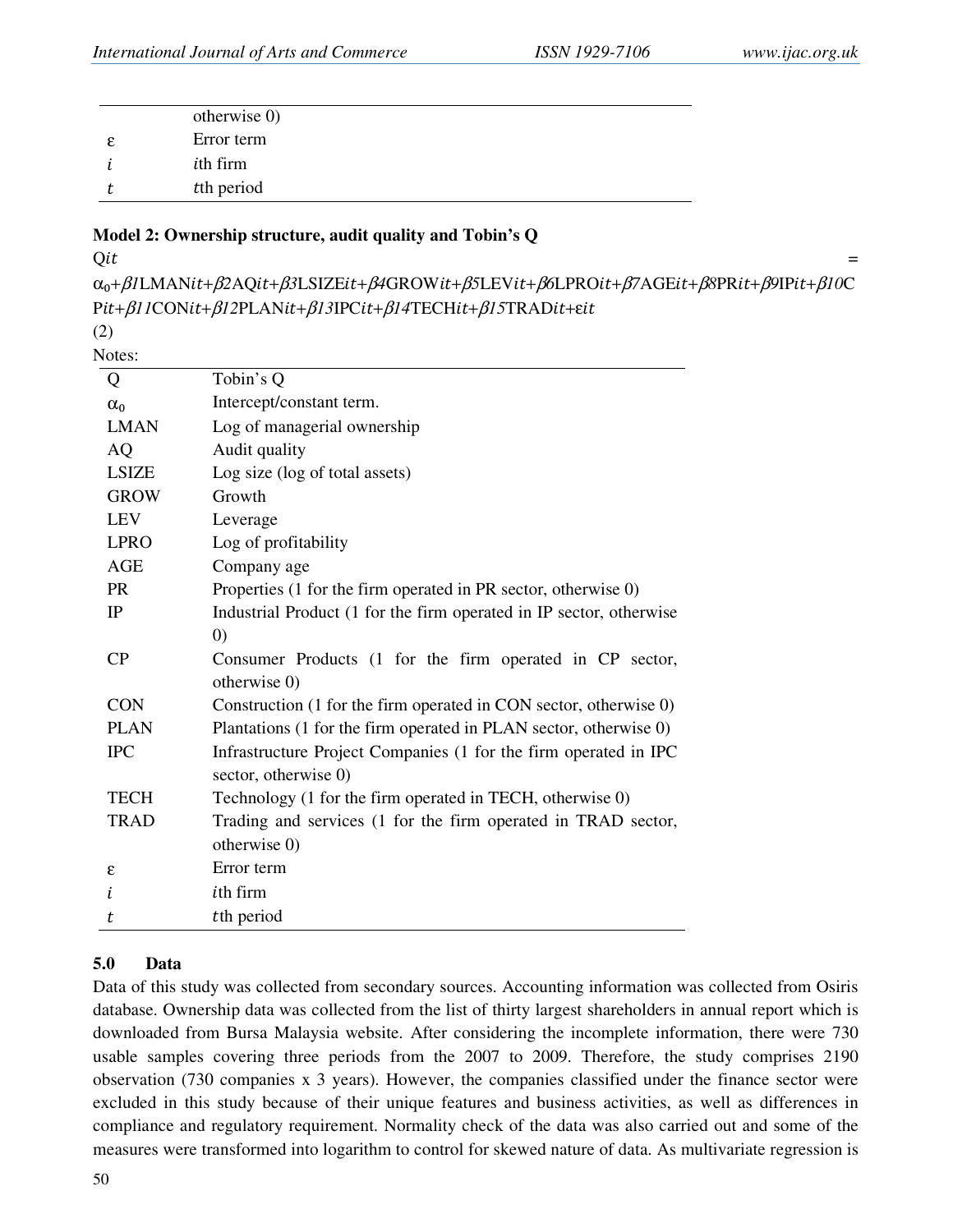| | |
|---|---|
| | otherwise 0) |
| ε | Error term |
| $i$ | $i$th firm |
| $t$ | $t$th period |

**Model 2: Ownership structure, audit quality and Tobin's Q**

$$Q_{it} = \alpha_0+\beta_1 LMAN_{it}+\beta_2 AQ_{it}+\beta_3 LSIZE_{it}+\beta_4 GROW_{it}+\beta_5 LEV_{it}+\beta_6 LPRO_{it}+\beta_7 AGE_{it}+\beta_8 PR_{it}+\beta_9 IP_{it}+\beta_{10} CP_{it}+\beta_{11} CON_{it}+\beta_{12} PLAN_{it}+\beta_{13} IPC_{it}+\beta_{14} TECH_{it}+\beta_{15} TRAD_{it}+\varepsilon_{it}$$

(2)

Notes:

| | |
|---|---|
| Q | Tobin's Q |
| $\alpha_0$ | Intercept/constant term. |
| LMAN | Log of managerial ownership |
| AQ | Audit quality |
| LSIZE | Log size (log of total assets) |
| GROW | Growth |
| LEV | Leverage |
| LPRO | Log of profitability |
| AGE | Company age |
| PR | Properties (1 for the firm operated in PR sector, otherwise 0) |
| IP | Industrial Product (1 for the firm operated in IP sector, otherwise 0) |
| CP | Consumer Products (1 for the firm operated in CP sector, otherwise 0) |
| CON | Construction (1 for the firm operated in CON sector, otherwise 0) |
| PLAN | Plantations (1 for the firm operated in PLAN sector, otherwise 0) |
| IPC | Infrastructure Project Companies (1 for the firm operated in IPC sector, otherwise 0) |
| TECH | Technology (1 for the firm operated in TECH, otherwise 0) |
| TRAD | Trading and services (1 for the firm operated in TRAD sector, otherwise 0) |
| ε | Error term |
| $i$ | $i$th firm |
| $t$ | $t$th period |

## 5.0 Data

Data of this study was collected from secondary sources. Accounting information was collected from Osiris database. Ownership data was collected from the list of thirty largest shareholders in annual report which is downloaded from Bursa Malaysia website. After considering the incomplete information, there were 730 usable samples covering three periods from the 2007 to 2009. Therefore, the study comprises 2190 observation (730 companies x 3 years). However, the companies classified under the finance sector were excluded in this study because of their unique features and business activities, as well as differences in compliance and regulatory requirement. Normality check of the data was also carried out and some of the measures were transformed into logarithm to control for skewed nature of data. As multivariate regression is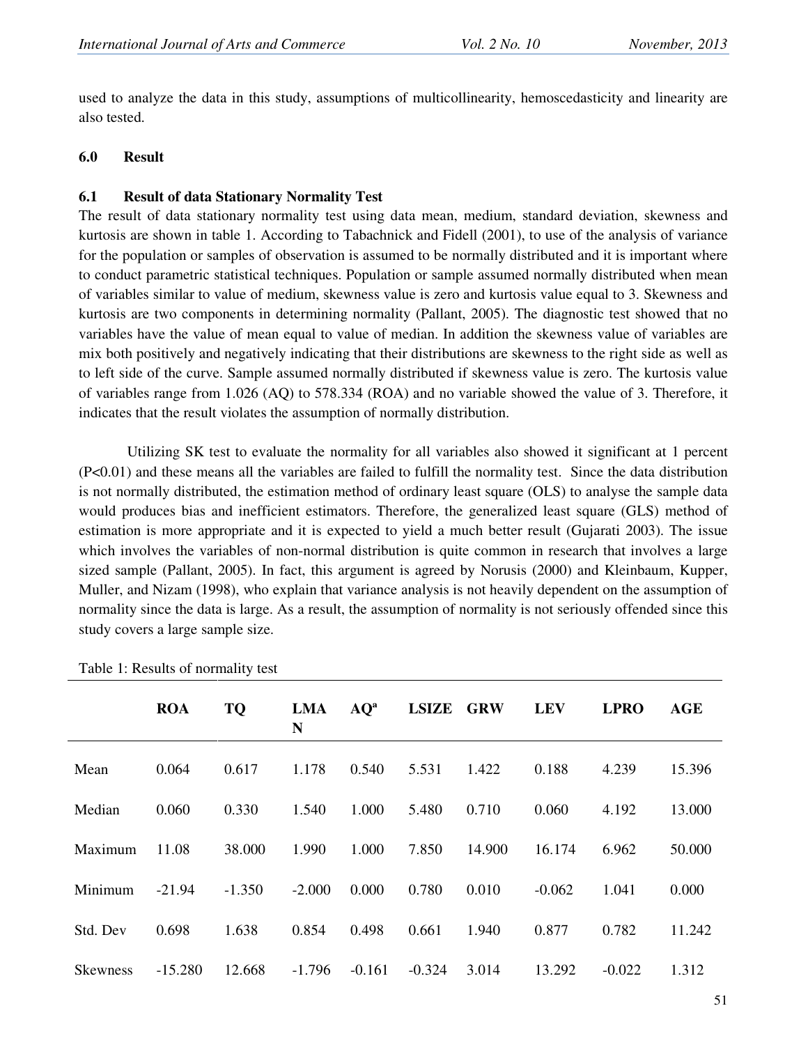used to analyze the data in this study, assumptions of multicollinearity, hemoscedasticity and linearity are also tested.

## 6.0 Result

### 6.1 Result of data Stationary Normality Test

The result of data stationary normality test using data mean, medium, standard deviation, skewness and kurtosis are shown in table 1. According to Tabachnick and Fidell (2001), to use of the analysis of variance for the population or samples of observation is assumed to be normally distributed and it is important where to conduct parametric statistical techniques. Population or sample assumed normally distributed when mean of variables similar to value of medium, skewness value is zero and kurtosis value equal to 3. Skewness and kurtosis are two components in determining normality (Pallant, 2005). The diagnostic test showed that no variables have the value of mean equal to value of median. In addition the skewness value of variables are mix both positively and negatively indicating that their distributions are skewness to the right side as well as to left side of the curve. Sample assumed normally distributed if skewness value is zero. The kurtosis value of variables range from 1.026 (AQ) to 578.334 (ROA) and no variable showed the value of 3. Therefore, it indicates that the result violates the assumption of normally distribution.

Utilizing SK test to evaluate the normality for all variables also showed it significant at 1 percent ($P<0.01$) and these means all the variables are failed to fulfill the normality test. Since the data distribution is not normally distributed, the estimation method of ordinary least square (OLS) to analyse the sample data would produces bias and inefficient estimators. Therefore, the generalized least square (GLS) method of estimation is more appropriate and it is expected to yield a much better result (Gujarati 2003). The issue which involves the variables of non-normal distribution is quite common in research that involves a large sized sample (Pallant, 2005). In fact, this argument is agreed by Norusis (2000) and Kleinbaum, Kupper, Muller, and Nizam (1998), who explain that variance analysis is not heavily dependent on the assumption of normality since the data is large. As a result, the assumption of normality is not seriously offended since this study covers a large sample size.

Table 1: Results of normality test

| | ROA | TQ | LMAN | AQ[a] | LSIZE | GRW | LEV | LPRO | AGE |
|---|---|---|---|---|---|---|---|---|---|
| Mean | 0.064 | 0.617 | 1.178 | 0.540 | 5.531 | 1.422 | 0.188 | 4.239 | 15.396 |
| Median | 0.060 | 0.330 | 1.540 | 1.000 | 5.480 | 0.710 | 0.060 | 4.192 | 13.000 |
| Maximum | 11.08 | 38.000 | 1.990 | 1.000 | 7.850 | 14.900 | 16.174 | 6.962 | 50.000 |
| Minimum | -21.94 | -1.350 | -2.000 | 0.000 | 0.780 | 0.010 | -0.062 | 1.041 | 0.000 |
| Std. Dev | 0.698 | 1.638 | 0.854 | 0.498 | 0.661 | 1.940 | 0.877 | 0.782 | 11.242 |
| Skewness | -15.280 | 12.668 | -1.796 | -0.161 | -0.324 | 3.014 | 13.292 | -0.022 | 1.312 |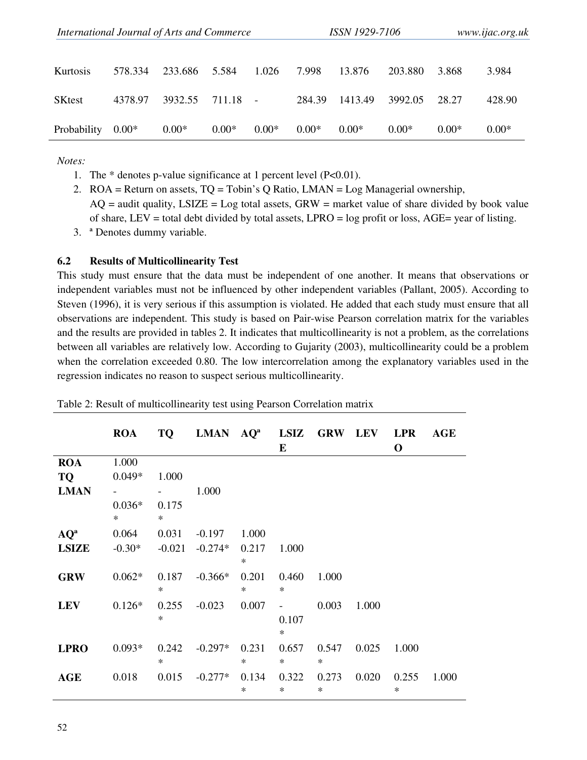| | | | | | | | | | |
|---|---|---|---|---|---|---|---|---|---|
| Kurtosis | 578.334 | 233.686 | 5.584 | 1.026 | 7.998 | 13.876 | 203.880 | 3.868 | 3.984 |
| SKtest | 4378.97 | 3932.55 | 711.18 | - | 284.39 | 1413.49 | 3992.05 | 28.27 | 428.90 |
| Probability | 0.00* | 0.00* | 0.00* | 0.00* | 0.00* | 0.00* | 0.00* | 0.00* | 0.00* |

*Notes:*

1. The * denotes p-value significance at 1 percent level (P<0.01).
2. ROA = Return on assets, TQ = Tobin's Q Ratio, LMAN = Log Managerial ownership, AQ = audit quality, LSIZE = Log total assets, GRW = market value of share divided by book value of share, LEV = total debt divided by total assets, LPRO = log profit or loss, AGE= year of listing.
3. [a] Denotes dummy variable.

### 6.2 Results of Multicollinearity Test

This study must ensure that the data must be independent of one another. It means that observations or independent variables must not be influenced by other independent variables (Pallant, 2005). According to Steven (1996), it is very serious if this assumption is violated. He added that each study must ensure that all observations are independent. This study is based on Pair-wise Pearson correlation matrix for the variables and the results are provided in tables 2. It indicates that multicollinearity is not a problem, as the correlations between all variables are relatively low. According to Gujarity (2003), multicollinearity could be a problem when the correlation exceeded 0.80. The low intercorrelation among the explanatory variables used in the regression indicates no reason to suspect serious multicollinearity.

Table 2: Result of multicollinearity test using Pearson Correlation matrix

| | ROA | TQ | LMAN | AQ[a] | LSIZE | GRW | LEV | LPRO | AGE |
|---|---|---|---|---|---|---|---|---|---|
| **ROA** | 1.000 | | | | | | | | |
| **TQ** | 0.049* | 1.000 | | | | | | | |
| **LMAN** | -0.036** | -0.175* | 1.000 | | | | | | |
| **AQ[a]** | 0.064 | 0.031 | -0.197 | 1.000 | | | | | |
| **LSIZE** | -0.30* | -0.021 | -0.274* | 0.217* | 1.000 | | | | |
| **GRW** | 0.062* | 0.187* | -0.366* | 0.201* | 0.460* | 1.000 | | | |
| **LEV** | 0.126* | 0.255* | -0.023 | 0.007 | -0.107* | 0.003 | 1.000 | | |
| **LPRO** | 0.093* | 0.242* | -0.297* | 0.231* | 0.657* | 0.547* | 0.025 | 1.000 | |
| **AGE** | 0.018 | 0.015 | -0.277* | 0.134* | 0.322* | 0.273* | 0.020 | 0.255* | 1.000 |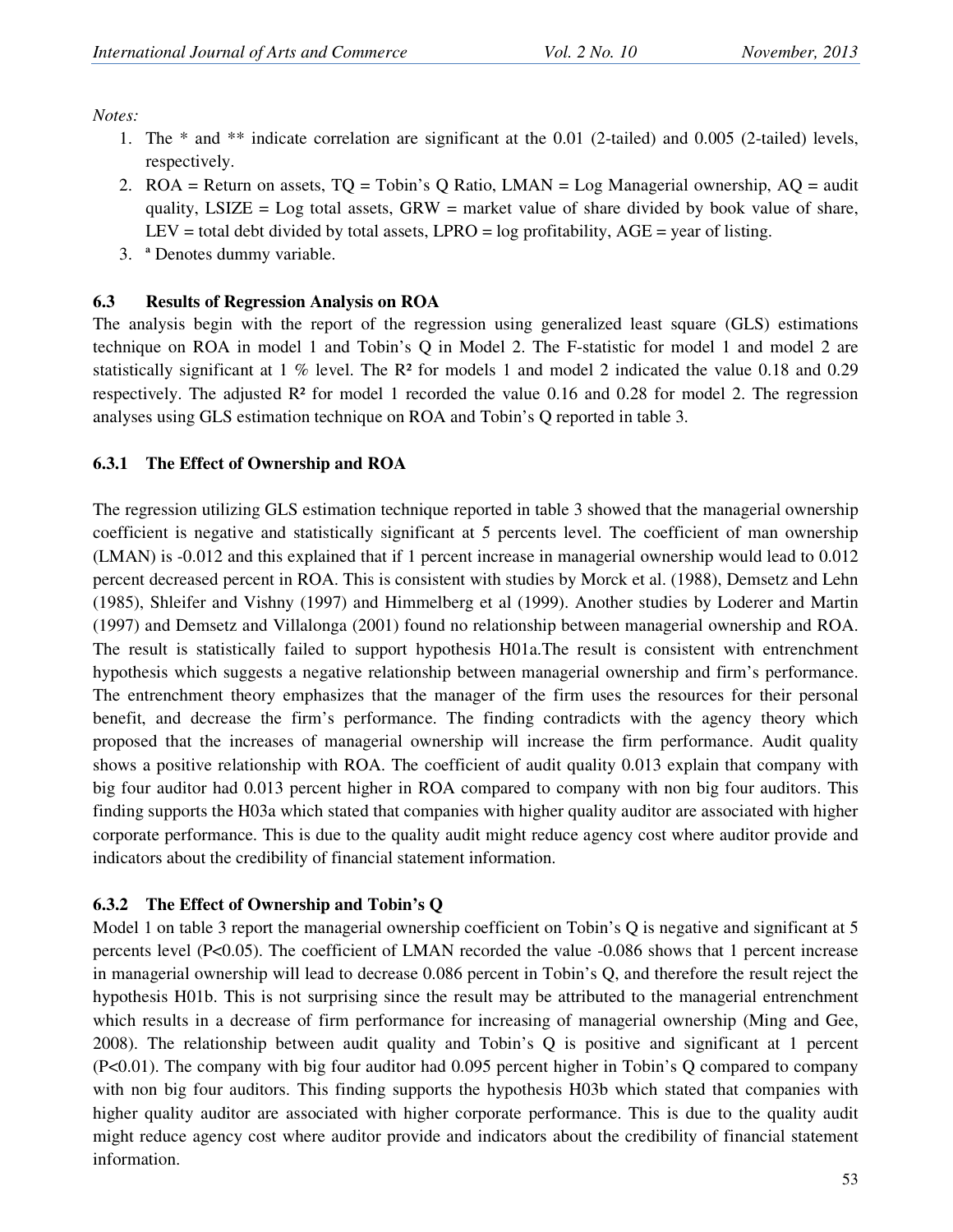*Notes:*

1. The * and ** indicate correlation are significant at the 0.01 (2-tailed) and 0.005 (2-tailed) levels, respectively.
2. ROA = Return on assets, TQ = Tobin's Q Ratio, LMAN = Log Managerial ownership, AQ = audit quality, LSIZE = Log total assets, GRW = market value of share divided by book value of share, LEV = total debt divided by total assets, LPRO = log profitability, AGE = year of listing.
3. [a] Denotes dummy variable.

### 6.3 Results of Regression Analysis on ROA

The analysis begin with the report of the regression using generalized least square (GLS) estimations technique on ROA in model 1 and Tobin's Q in Model 2. The F-statistic for model 1 and model 2 are statistically significant at 1 % level. The $R^2$ for models 1 and model 2 indicated the value 0.18 and 0.29 respectively. The adjusted $R^2$ for model 1 recorded the value 0.16 and 0.28 for model 2. The regression analyses using GLS estimation technique on ROA and Tobin's Q reported in table 3.

#### 6.3.1 The Effect of Ownership and ROA

The regression utilizing GLS estimation technique reported in table 3 showed that the managerial ownership coefficient is negative and statistically significant at 5 percents level. The coefficient of man ownership (LMAN) is -0.012 and this explained that if 1 percent increase in managerial ownership would lead to 0.012 percent decreased percent in ROA. This is consistent with studies by Morck et al. (1988), Demsetz and Lehn (1985), Shleifer and Vishny (1997) and Himmelberg et al (1999). Another studies by Loderer and Martin (1997) and Demsetz and Villalonga (2001) found no relationship between managerial ownership and ROA. The result is statistically failed to support hypothesis H01a.The result is consistent with entrenchment hypothesis which suggests a negative relationship between managerial ownership and firm's performance. The entrenchment theory emphasizes that the manager of the firm uses the resources for their personal benefit, and decrease the firm's performance. The finding contradicts with the agency theory which proposed that the increases of managerial ownership will increase the firm performance. Audit quality shows a positive relationship with ROA. The coefficient of audit quality 0.013 explain that company with big four auditor had 0.013 percent higher in ROA compared to company with non big four auditors. This finding supports the H03a which stated that companies with higher quality auditor are associated with higher corporate performance. This is due to the quality audit might reduce agency cost where auditor provide and indicators about the credibility of financial statement information.

#### 6.3.2 The Effect of Ownership and Tobin's Q

Model 1 on table 3 report the managerial ownership coefficient on Tobin's Q is negative and significant at 5 percents level ($P<0.05$). The coefficient of LMAN recorded the value -0.086 shows that 1 percent increase in managerial ownership will lead to decrease 0.086 percent in Tobin's Q, and therefore the result reject the hypothesis H01b. This is not surprising since the result may be attributed to the managerial entrenchment which results in a decrease of firm performance for increasing of managerial ownership (Ming and Gee, 2008). The relationship between audit quality and Tobin's Q is positive and significant at 1 percent ($P<0.01$). The company with big four auditor had 0.095 percent higher in Tobin's Q compared to company with non big four auditors. This finding supports the hypothesis H03b which stated that companies with higher quality auditor are associated with higher corporate performance. This is due to the quality audit might reduce agency cost where auditor provide and indicators about the credibility of financial statement information.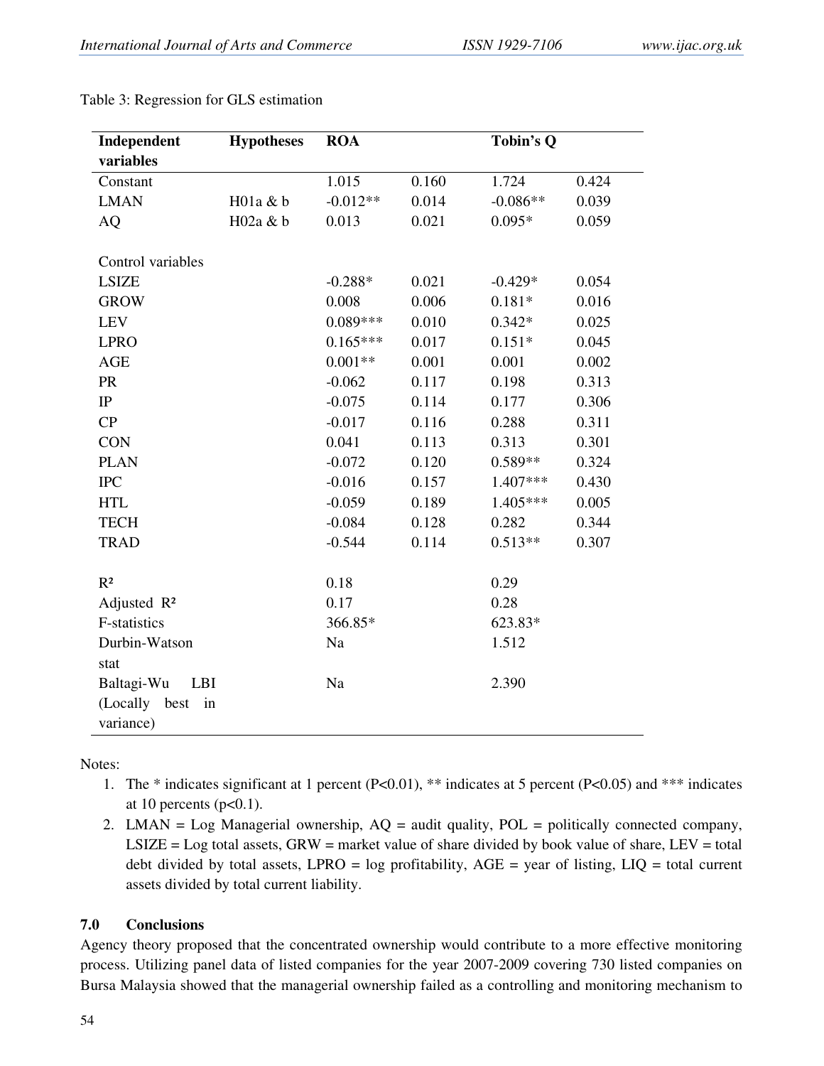Table 3: Regression for GLS estimation

| Independent variables | Hypotheses | ROA | | Tobin's Q | |
|---|---|---|---|---|---|
| Constant | | 1.015 | 0.160 | 1.724 | 0.424 |
| LMAN | H01a & b | -0.012** | 0.014 | -0.086** | 0.039 |
| AQ | H02a & b | 0.013 | 0.021 | 0.095* | 0.059 |
| | | | | | |
| Control variables | | | | | |
| LSIZE | | -0.288* | 0.021 | -0.429* | 0.054 |
| GROW | | 0.008 | 0.006 | 0.181* | 0.016 |
| LEV | | 0.089*** | 0.010 | 0.342* | 0.025 |
| LPRO | | 0.165*** | 0.017 | 0.151* | 0.045 |
| AGE | | 0.001** | 0.001 | 0.001 | 0.002 |
| PR | | -0.062 | 0.117 | 0.198 | 0.313 |
| IP | | -0.075 | 0.114 | 0.177 | 0.306 |
| CP | | -0.017 | 0.116 | 0.288 | 0.311 |
| CON | | 0.041 | 0.113 | 0.313 | 0.301 |
| PLAN | | -0.072 | 0.120 | 0.589** | 0.324 |
| IPC | | -0.016 | 0.157 | 1.407*** | 0.430 |
| HTL | | -0.059 | 0.189 | 1.405*** | 0.005 |
| TECH | | -0.084 | 0.128 | 0.282 | 0.344 |
| TRAD | | -0.544 | 0.114 | 0.513** | 0.307 |
| | | | | | |
| $R^2$ | | 0.18 | | 0.29 | |
| Adjusted $R^2$ | | 0.17 | | 0.28 | |
| F-statistics | | 366.85* | | 623.83* | |
| Durbin-Watson stat | | Na | | 1.512 | |
| Baltagi-Wu LBI (Locally best in variance) | | Na | | 2.390 | |

Notes:

1. The * indicates significant at 1 percent ($P<0.01$), ** indicates at 5 percent ($P<0.05$) and *** indicates at 10 percents ($p<0.1$).
2. LMAN = Log Managerial ownership, AQ = audit quality, POL = politically connected company, LSIZE = Log total assets, GRW = market value of share divided by book value of share, LEV = total debt divided by total assets, LPRO = log profitability, AGE = year of listing, LIQ = total current assets divided by total current liability.

## 7.0 Conclusions

Agency theory proposed that the concentrated ownership would contribute to a more effective monitoring process. Utilizing panel data of listed companies for the year 2007-2009 covering 730 listed companies on Bursa Malaysia showed that the managerial ownership failed as a controlling and monitoring mechanism to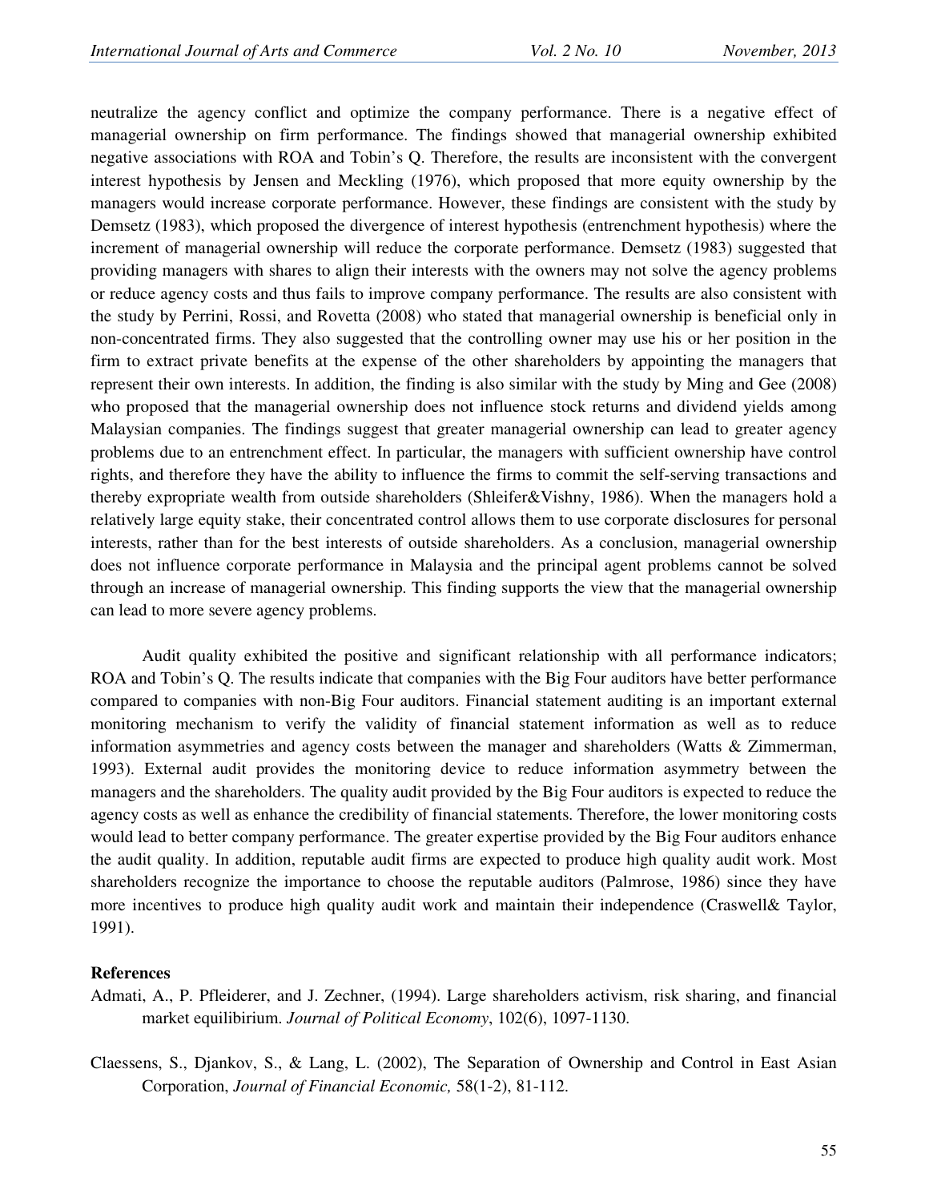neutralize the agency conflict and optimize the company performance. There is a negative effect of managerial ownership on firm performance. The findings showed that managerial ownership exhibited negative associations with ROA and Tobin's Q. Therefore, the results are inconsistent with the convergent interest hypothesis by Jensen and Meckling (1976), which proposed that more equity ownership by the managers would increase corporate performance. However, these findings are consistent with the study by Demsetz (1983), which proposed the divergence of interest hypothesis (entrenchment hypothesis) where the increment of managerial ownership will reduce the corporate performance. Demsetz (1983) suggested that providing managers with shares to align their interests with the owners may not solve the agency problems or reduce agency costs and thus fails to improve company performance. The results are also consistent with the study by Perrini, Rossi, and Rovetta (2008) who stated that managerial ownership is beneficial only in non-concentrated firms. They also suggested that the controlling owner may use his or her position in the firm to extract private benefits at the expense of the other shareholders by appointing the managers that represent their own interests. In addition, the finding is also similar with the study by Ming and Gee (2008) who proposed that the managerial ownership does not influence stock returns and dividend yields among Malaysian companies. The findings suggest that greater managerial ownership can lead to greater agency problems due to an entrenchment effect. In particular, the managers with sufficient ownership have control rights, and therefore they have the ability to influence the firms to commit the self-serving transactions and thereby expropriate wealth from outside shareholders (Shleifer&Vishny, 1986). When the managers hold a relatively large equity stake, their concentrated control allows them to use corporate disclosures for personal interests, rather than for the best interests of outside shareholders. As a conclusion, managerial ownership does not influence corporate performance in Malaysia and the principal agent problems cannot be solved through an increase of managerial ownership. This finding supports the view that the managerial ownership can lead to more severe agency problems.

Audit quality exhibited the positive and significant relationship with all performance indicators; ROA and Tobin's Q. The results indicate that companies with the Big Four auditors have better performance compared to companies with non-Big Four auditors. Financial statement auditing is an important external monitoring mechanism to verify the validity of financial statement information as well as to reduce information asymmetries and agency costs between the manager and shareholders (Watts & Zimmerman, 1993). External audit provides the monitoring device to reduce information asymmetry between the managers and the shareholders. The quality audit provided by the Big Four auditors is expected to reduce the agency costs as well as enhance the credibility of financial statements. Therefore, the lower monitoring costs would lead to better company performance. The greater expertise provided by the Big Four auditors enhance the audit quality. In addition, reputable audit firms are expected to produce high quality audit work. Most shareholders recognize the importance to choose the reputable auditors (Palmrose, 1986) since they have more incentives to produce high quality audit work and maintain their independence (Craswell& Taylor, 1991).

## References

Admati, A., P. Pfleiderer, and J. Zechner, (1994). Large shareholders activism, risk sharing, and financial market equilibirium. *Journal of Political Economy*, 102(6), 1097-1130.

Claessens, S., Djankov, S., & Lang, L. (2002), The Separation of Ownership and Control in East Asian Corporation, *Journal of Financial Economic,* 58(1-2), 81-112.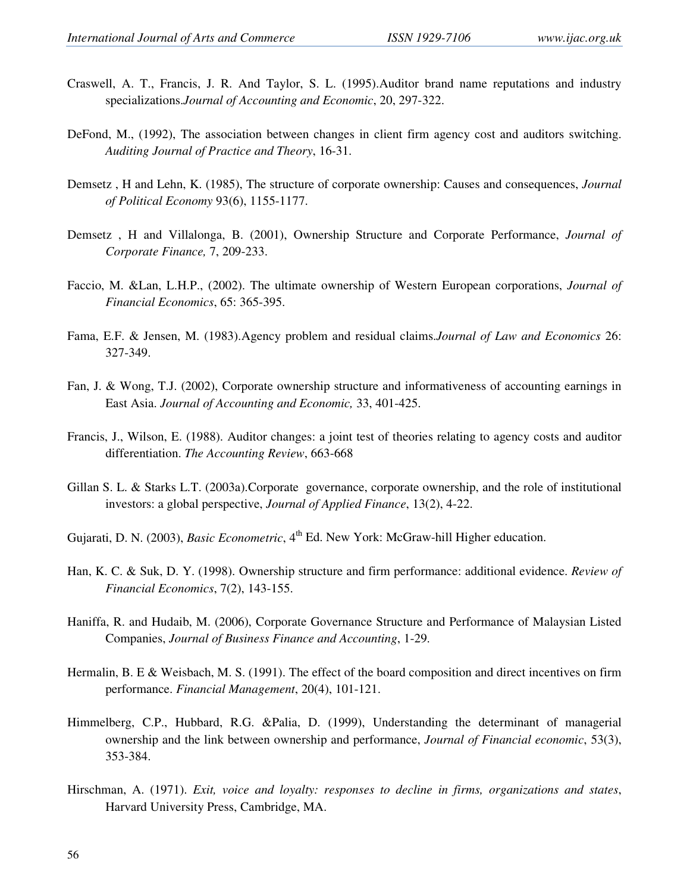Craswell, A. T., Francis, J. R. And Taylor, S. L. (1995).Auditor brand name reputations and industry specializations.*Journal of Accounting and Economic*, 20, 297-322.

DeFond, M., (1992), The association between changes in client firm agency cost and auditors switching. *Auditing Journal of Practice and Theory*, 16-31.

Demsetz , H and Lehn, K. (1985), The structure of corporate ownership: Causes and consequences, *Journal of Political Economy* 93(6), 1155-1177.

Demsetz , H and Villalonga, B. (2001), Ownership Structure and Corporate Performance, *Journal of Corporate Finance,* 7, 209-233.

Faccio, M. &Lan, L.H.P., (2002). The ultimate ownership of Western European corporations, *Journal of Financial Economics*, 65: 365-395.

Fama, E.F. & Jensen, M. (1983).Agency problem and residual claims.*Journal of Law and Economics* 26: 327-349.

Fan, J. & Wong, T.J. (2002), Corporate ownership structure and informativeness of accounting earnings in East Asia. *Journal of Accounting and Economic,* 33, 401-425.

Francis, J., Wilson, E. (1988). Auditor changes: a joint test of theories relating to agency costs and auditor differentiation. *The Accounting Review*, 663-668

Gillan S. L. & Starks L.T. (2003a).Corporate governance, corporate ownership, and the role of institutional investors: a global perspective, *Journal of Applied Finance*, 13(2), 4-22.

Gujarati, D. N. (2003), *Basic Econometric*, 4th Ed. New York: McGraw-hill Higher education.

Han, K. C. & Suk, D. Y. (1998). Ownership structure and firm performance: additional evidence. *Review of Financial Economics*, 7(2), 143-155.

Haniffa, R. and Hudaib, M. (2006), Corporate Governance Structure and Performance of Malaysian Listed Companies, *Journal of Business Finance and Accounting*, 1-29.

Hermalin, B. E & Weisbach, M. S. (1991). The effect of the board composition and direct incentives on firm performance. *Financial Management*, 20(4), 101-121.

Himmelberg, C.P., Hubbard, R.G. &Palia, D. (1999), Understanding the determinant of managerial ownership and the link between ownership and performance, *Journal of Financial economic*, 53(3), 353-384.

Hirschman, A. (1971). *Exit, voice and loyalty: responses to decline in firms, organizations and states*, Harvard University Press, Cambridge, MA.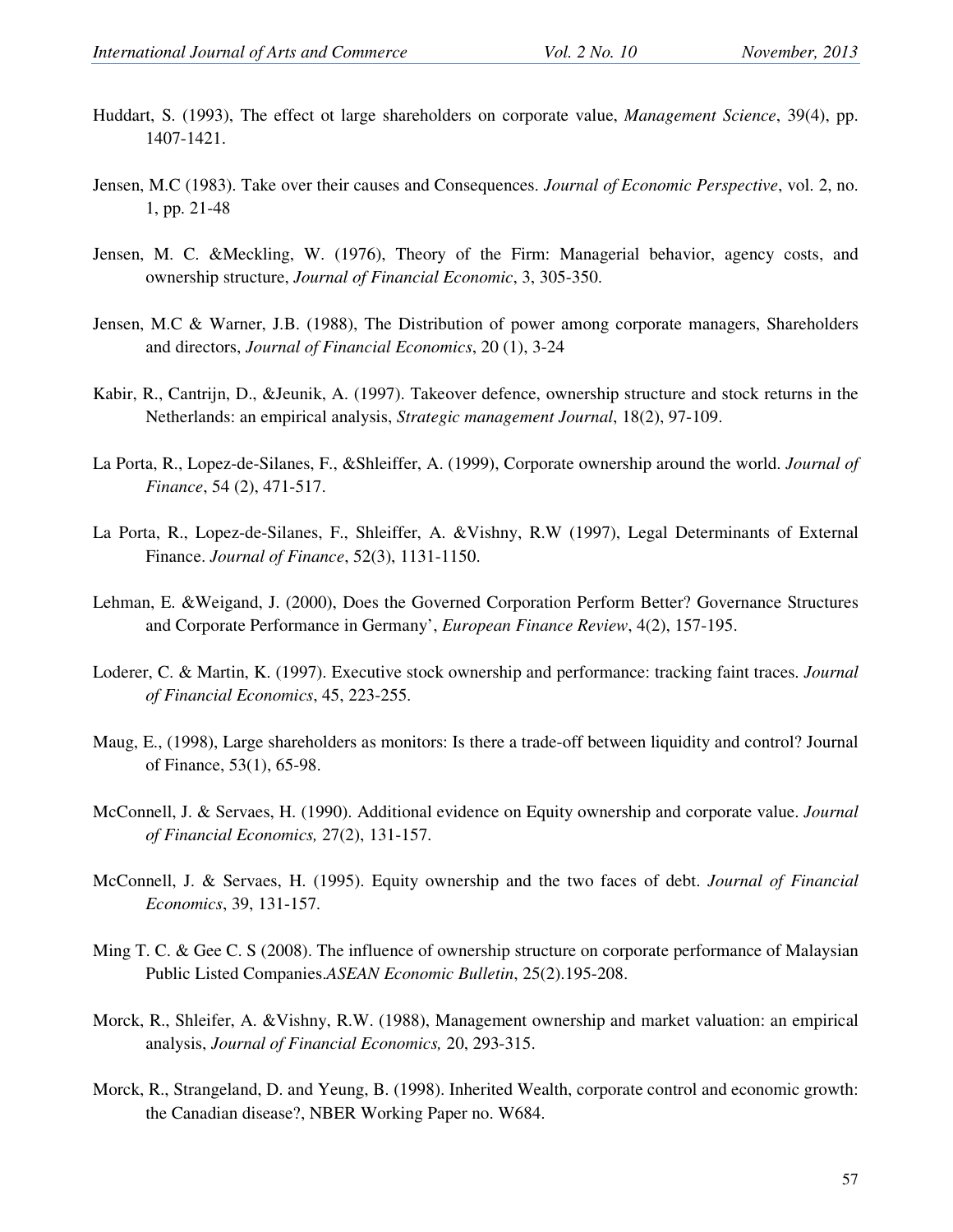Huddart, S. (1993), The effect ot large shareholders on corporate value, *Management Science*, 39(4), pp. 1407-1421.

Jensen, M.C (1983). Take over their causes and Consequences. *Journal of Economic Perspective*, vol. 2, no. 1, pp. 21-48

Jensen, M. C. &Meckling, W. (1976), Theory of the Firm: Managerial behavior, agency costs, and ownership structure, *Journal of Financial Economic*, 3, 305-350.

Jensen, M.C & Warner, J.B. (1988), The Distribution of power among corporate managers, Shareholders and directors, *Journal of Financial Economics*, 20 (1), 3-24

Kabir, R., Cantrijn, D., &Jeunik, A. (1997). Takeover defence, ownership structure and stock returns in the Netherlands: an empirical analysis, *Strategic management Journal*, 18(2), 97-109.

La Porta, R., Lopez-de-Silanes, F., &Shleiffer, A. (1999), Corporate ownership around the world. *Journal of Finance*, 54 (2), 471-517.

La Porta, R., Lopez-de-Silanes, F., Shleiffer, A. &Vishny, R.W (1997), Legal Determinants of External Finance. *Journal of Finance*, 52(3), 1131-1150.

Lehman, E. &Weigand, J. (2000), Does the Governed Corporation Perform Better? Governance Structures and Corporate Performance in Germany', *European Finance Review*, 4(2), 157-195.

Loderer, C. & Martin, K. (1997). Executive stock ownership and performance: tracking faint traces. *Journal of Financial Economics*, 45, 223-255.

Maug, E., (1998), Large shareholders as monitors: Is there a trade-off between liquidity and control? Journal of Finance, 53(1), 65-98.

McConnell, J. & Servaes, H. (1990). Additional evidence on Equity ownership and corporate value. *Journal of Financial Economics,* 27(2), 131-157.

McConnell, J. & Servaes, H. (1995). Equity ownership and the two faces of debt. *Journal of Financial Economics*, 39, 131-157.

Ming T. C. & Gee C. S (2008). The influence of ownership structure on corporate performance of Malaysian Public Listed Companies.*ASEAN Economic Bulletin*, 25(2).195-208.

Morck, R., Shleifer, A. &Vishny, R.W. (1988), Management ownership and market valuation: an empirical analysis, *Journal of Financial Economics,* 20, 293-315.

Morck, R., Strangeland, D. and Yeung, B. (1998). Inherited Wealth, corporate control and economic growth: the Canadian disease?, NBER Working Paper no. W684.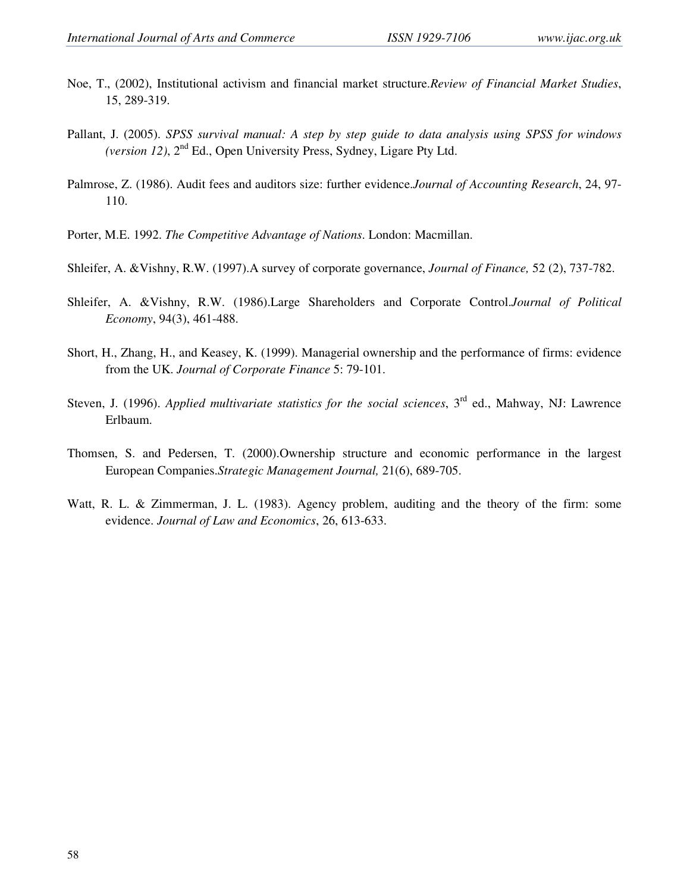Noe, T., (2002), Institutional activism and financial market structure.*Review of Financial Market Studies*, 15, 289-319.

Pallant, J. (2005). *SPSS survival manual: A step by step guide to data analysis using SPSS for windows (version 12)*, 2nd Ed., Open University Press, Sydney, Ligare Pty Ltd.

Palmrose, Z. (1986). Audit fees and auditors size: further evidence.*Journal of Accounting Research*, 24, 97-110.

Porter, M.E. 1992. *The Competitive Advantage of Nations*. London: Macmillan.

Shleifer, A. &Vishny, R.W. (1997).A survey of corporate governance, *Journal of Finance,* 52 (2), 737-782.

Shleifer, A. &Vishny, R.W. (1986).Large Shareholders and Corporate Control.*Journal of Political Economy*, 94(3), 461-488.

Short, H., Zhang, H., and Keasey, K. (1999). Managerial ownership and the performance of firms: evidence from the UK. *Journal of Corporate Finance* 5: 79-101.

Steven, J. (1996). *Applied multivariate statistics for the social sciences*, 3rd ed., Mahway, NJ: Lawrence Erlbaum.

Thomsen, S. and Pedersen, T. (2000).Ownership structure and economic performance in the largest European Companies.*Strategic Management Journal,* 21(6), 689-705.

Watt, R. L. & Zimmerman, J. L. (1983). Agency problem, auditing and the theory of the firm: some evidence. *Journal of Law and Economics*, 26, 613-633.